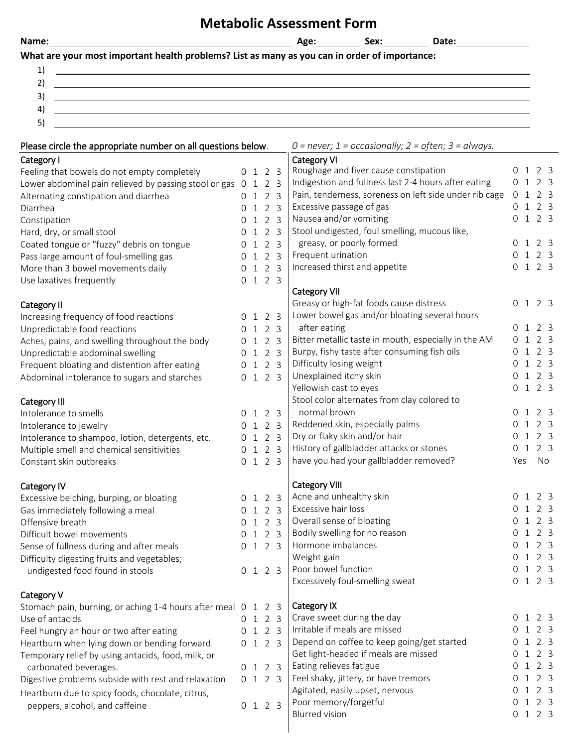# Metabolic Assessment Form

**Name:** ______________________ **Age:** ________ **Sex:** ________ **Date:** ______________

**What are your most important health problems? List as many as you can in order of importance:**

1) ______________________
2) ______________________
3) ______________________
4) ______________________
5) ______________________

Please circle the appropriate number on all questions below. *0 = never; 1 = occasionally; 2 = often; 3 = always.*

### Category I

| | |
|---|---|
| Feeling that bowels do not empty completely | 0 1 2 3 |
| Lower abdominal pain relieved by passing stool or gas | 0 1 2 3 |
| Alternating constipation and diarrhea | 0 1 2 3 |
| Diarrhea | 0 1 2 3 |
| Constipation | 0 1 2 3 |
| Hard, dry, or small stool | 0 1 2 3 |
| Coated tongue or "fuzzy" debris on tongue | 0 1 2 3 |
| Pass large amount of foul-smelling gas | 0 1 2 3 |
| More than 3 bowel movements daily | 0 1 2 3 |
| Use laxatives frequently | 0 1 2 3 |

### Category II

| | |
|---|---|
| Increasing frequency of food reactions | 0 1 2 3 |
| Unpredictable food reactions | 0 1 2 3 |
| Aches, pains, and swelling throughout the body | 0 1 2 3 |
| Unpredictable abdominal swelling | 0 1 2 3 |
| Frequent bloating and distention after eating | 0 1 2 3 |
| Abdominal intolerance to sugars and starches | 0 1 2 3 |

### Category III

| | |
|---|---|
| Intolerance to smells | 0 1 2 3 |
| Intolerance to jewelry | 0 1 2 3 |
| Intolerance to shampoo, lotion, detergents, etc. | 0 1 2 3 |
| Multiple smell and chemical sensitivities | 0 1 2 3 |
| Constant skin outbreaks | 0 1 2 3 |

### Category IV

| | |
|---|---|
| Excessive belching, burping, or bloating | 0 1 2 3 |
| Gas immediately following a meal | 0 1 2 3 |
| Offensive breath | 0 1 2 3 |
| Difficult bowel movements | 0 1 2 3 |
| Sense of fullness during and after meals | 0 1 2 3 |
| Difficulty digesting fruits and vegetables; undigested food found in stools | 0 1 2 3 |

### Category V

| | |
|---|---|
| Stomach pain, burning, or aching 1-4 hours after meal | 0 1 2 3 |
| Use of antacids | 0 1 2 3 |
| Feel hungry an hour or two after eating | 0 1 2 3 |
| Heartburn when lying down or bending forward | 0 1 2 3 |
| Temporary relief by using antacids, food, milk, or carbonated beverages. | 0 1 2 3 |
| Digestive problems subside with rest and relaxation | 0 1 2 3 |
| Heartburn due to spicy foods, chocolate, citrus, peppers, alcohol, and caffeine | 0 1 2 3 |

### Category VI

| | |
|---|---|
| Roughage and fiver cause constipation | 0 1 2 3 |
| Indigestion and fullness last 2-4 hours after eating | 0 1 2 3 |
| Pain, tenderness, soreness on left side under rib cage | 0 1 2 3 |
| Excessive passage of gas | 0 1 2 3 |
| Nausea and/or vomiting | 0 1 2 3 |
| Stool undigested, foul smelling, mucous like, greasy, or poorly formed | 0 1 2 3 |
| Frequent urination | 0 1 2 3 |
| Increased thirst and appetite | 0 1 2 3 |

### Category VII

| | |
|---|---|
| Greasy or high-fat foods cause distress | 0 1 2 3 |
| Lower bowel gas and/or bloating several hours after eating | 0 1 2 3 |
| Bitter metallic taste in mouth, especially in the AM | 0 1 2 3 |
| Burpy, fishy taste after consuming fish oils | 0 1 2 3 |
| Difficulty losing weight | 0 1 2 3 |
| Unexplained itchy skin | 0 1 2 3 |
| Yellowish cast to eyes | 0 1 2 3 |
| Stool color alternates from clay colored to normal brown | 0 1 2 3 |
| Reddened skin, especially palms | 0 1 2 3 |
| Dry or flaky skin and/or hair | 0 1 2 3 |
| History of gallbladder attacks or stones | 0 1 2 3 |
| have you had your gallbladder removed? | Yes No |

### Category VIII

| | |
|---|---|
| Acne and unhealthy skin | 0 1 2 3 |
| Excessive hair loss | 0 1 2 3 |
| Overall sense of bloating | 0 1 2 3 |
| Bodily swelling for no reason | 0 1 2 3 |
| Hormone imbalances | 0 1 2 3 |
| Weight gain | 0 1 2 3 |
| Poor bowel function | 0 1 2 3 |
| Excessively foul-smelling sweat | 0 1 2 3 |

### Category IX

| | |
|---|---|
| Crave sweet during the day | 0 1 2 3 |
| Irritable if meals are missed | 0 1 2 3 |
| Depend on coffee to keep going/get started | 0 1 2 3 |
| Get light-headed if meals are missed | 0 1 2 3 |
| Eating relieves fatigue | 0 1 2 3 |
| Feel shaky, jittery, or have tremors | 0 1 2 3 |
| Agitated, easily upset, nervous | 0 1 2 3 |
| Poor memory/forgetful | 0 1 2 3 |
| Blurred vision | 0 1 2 3 |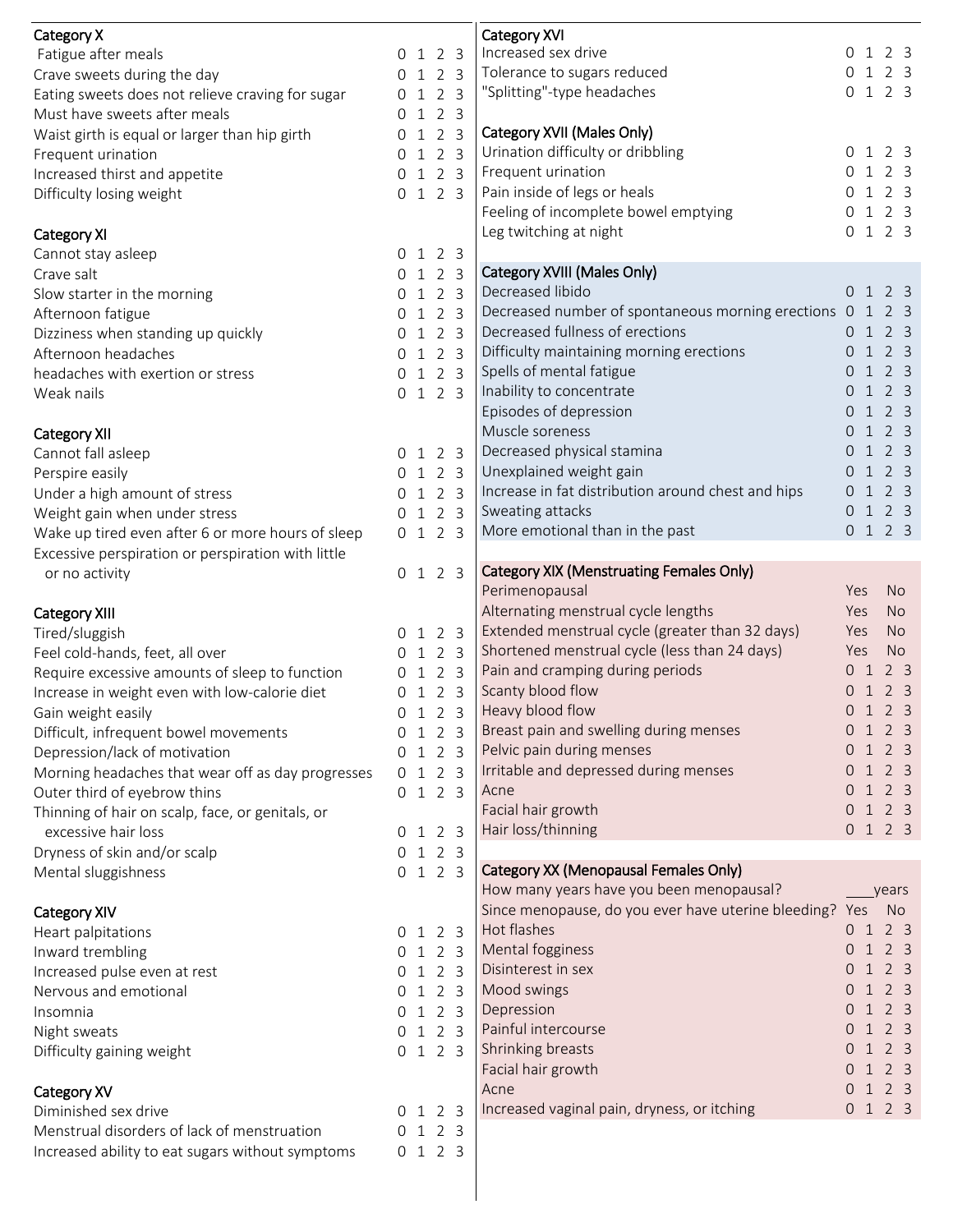## Category X

| | |
|---|---|
| Fatigue after meals | 0 1 2 3 |
| Crave sweets during the day | 0 1 2 3 |
| Eating sweets does not relieve craving for sugar | 0 1 2 3 |
| Must have sweets after meals | 0 1 2 3 |
| Waist girth is equal or larger than hip girth | 0 1 2 3 |
| Frequent urination | 0 1 2 3 |
| Increased thirst and appetite | 0 1 2 3 |
| Difficulty losing weight | 0 1 2 3 |

## Category XI

| | |
|---|---|
| Cannot stay asleep | 0 1 2 3 |
| Crave salt | 0 1 2 3 |
| Slow starter in the morning | 0 1 2 3 |
| Afternoon fatigue | 0 1 2 3 |
| Dizziness when standing up quickly | 0 1 2 3 |
| Afternoon headaches | 0 1 2 3 |
| headaches with exertion or stress | 0 1 2 3 |
| Weak nails | 0 1 2 3 |

## Category XII

| | |
|---|---|
| Cannot fall asleep | 0 1 2 3 |
| Perspire easily | 0 1 2 3 |
| Under a high amount of stress | 0 1 2 3 |
| Weight gain when under stress | 0 1 2 3 |
| Wake up tired even after 6 or more hours of sleep | 0 1 2 3 |
| Excessive perspiration or perspiration with little or no activity | 0 1 2 3 |

## Category XIII

| | |
|---|---|
| Tired/sluggish | 0 1 2 3 |
| Feel cold-hands, feet, all over | 0 1 2 3 |
| Require excessive amounts of sleep to function | 0 1 2 3 |
| Increase in weight even with low-calorie diet | 0 1 2 3 |
| Gain weight easily | 0 1 2 3 |
| Difficult, infrequent bowel movements | 0 1 2 3 |
| Depression/lack of motivation | 0 1 2 3 |
| Morning headaches that wear off as day progresses | 0 1 2 3 |
| Outer third of eyebrow thins | 0 1 2 3 |
| Thinning of hair on scalp, face, or genitals, or excessive hair loss | 0 1 2 3 |
| Dryness of skin and/or scalp | 0 1 2 3 |
| Mental sluggishness | 0 1 2 3 |

## Category XIV

| | |
|---|---|
| Heart palpitations | 0 1 2 3 |
| Inward trembling | 0 1 2 3 |
| Increased pulse even at rest | 0 1 2 3 |
| Nervous and emotional | 0 1 2 3 |
| Insomnia | 0 1 2 3 |
| Night sweats | 0 1 2 3 |
| Difficulty gaining weight | 0 1 2 3 |

## Category XV

| | |
|---|---|
| Diminished sex drive | 0 1 2 3 |
| Menstrual disorders of lack of menstruation | 0 1 2 3 |
| Increased ability to eat sugars without symptoms | 0 1 2 3 |

## Category XVI

| | |
|---|---|
| Increased sex drive | 0 1 2 3 |
| Tolerance to sugars reduced | 0 1 2 3 |
| "Splitting"-type headaches | 0 1 2 3 |

## Category XVII (Males Only)

| | |
|---|---|
| Urination difficulty or dribbling | 0 1 2 3 |
| Frequent urination | 0 1 2 3 |
| Pain inside of legs or heals | 0 1 2 3 |
| Feeling of incomplete bowel emptying | 0 1 2 3 |
| Leg twitching at night | 0 1 2 3 |

## Category XVIII (Males Only)

| | |
|---|---|
| Decreased libido | 0 1 2 3 |
| Decreased number of spontaneous morning erections | 0 1 2 3 |
| Decreased fullness of erections | 0 1 2 3 |
| Difficulty maintaining morning erections | 0 1 2 3 |
| Spells of mental fatigue | 0 1 2 3 |
| Inability to concentrate | 0 1 2 3 |
| Episodes of depression | 0 1 2 3 |
| Muscle soreness | 0 1 2 3 |
| Decreased physical stamina | 0 1 2 3 |
| Unexplained weight gain | 0 1 2 3 |
| Increase in fat distribution around chest and hips | 0 1 2 3 |
| Sweating attacks | 0 1 2 3 |
| More emotional than in the past | 0 1 2 3 |

## Category XIX (Menstruating Females Only)

| | |
|---|---|
| Perimenopausal | Yes No |
| Alternating menstrual cycle lengths | Yes No |
| Extended menstrual cycle (greater than 32 days) | Yes No |
| Shortened menstrual cycle (less than 24 days) | Yes No |
| Pain and cramping during periods | 0 1 2 3 |
| Scanty blood flow | 0 1 2 3 |
| Heavy blood flow | 0 1 2 3 |
| Breast pain and swelling during menses | 0 1 2 3 |
| Pelvic pain during menses | 0 1 2 3 |
| Irritable and depressed during menses | 0 1 2 3 |
| Acne | 0 1 2 3 |
| Facial hair growth | 0 1 2 3 |
| Hair loss/thinning | 0 1 2 3 |

## Category XX (Menopausal Females Only)

| | |
|---|---|
| How many years have you been menopausal? | ____years |
| Since menopause, do you ever have uterine bleeding? | Yes No |
| Hot flashes | 0 1 2 3 |
| Mental fogginess | 0 1 2 3 |
| Disinterest in sex | 0 1 2 3 |
| Mood swings | 0 1 2 3 |
| Depression | 0 1 2 3 |
| Painful intercourse | 0 1 2 3 |
| Shrinking breasts | 0 1 2 3 |
| Facial hair growth | 0 1 2 3 |
| Acne | 0 1 2 3 |
| Increased vaginal pain, dryness, or itching | 0 1 2 3 |